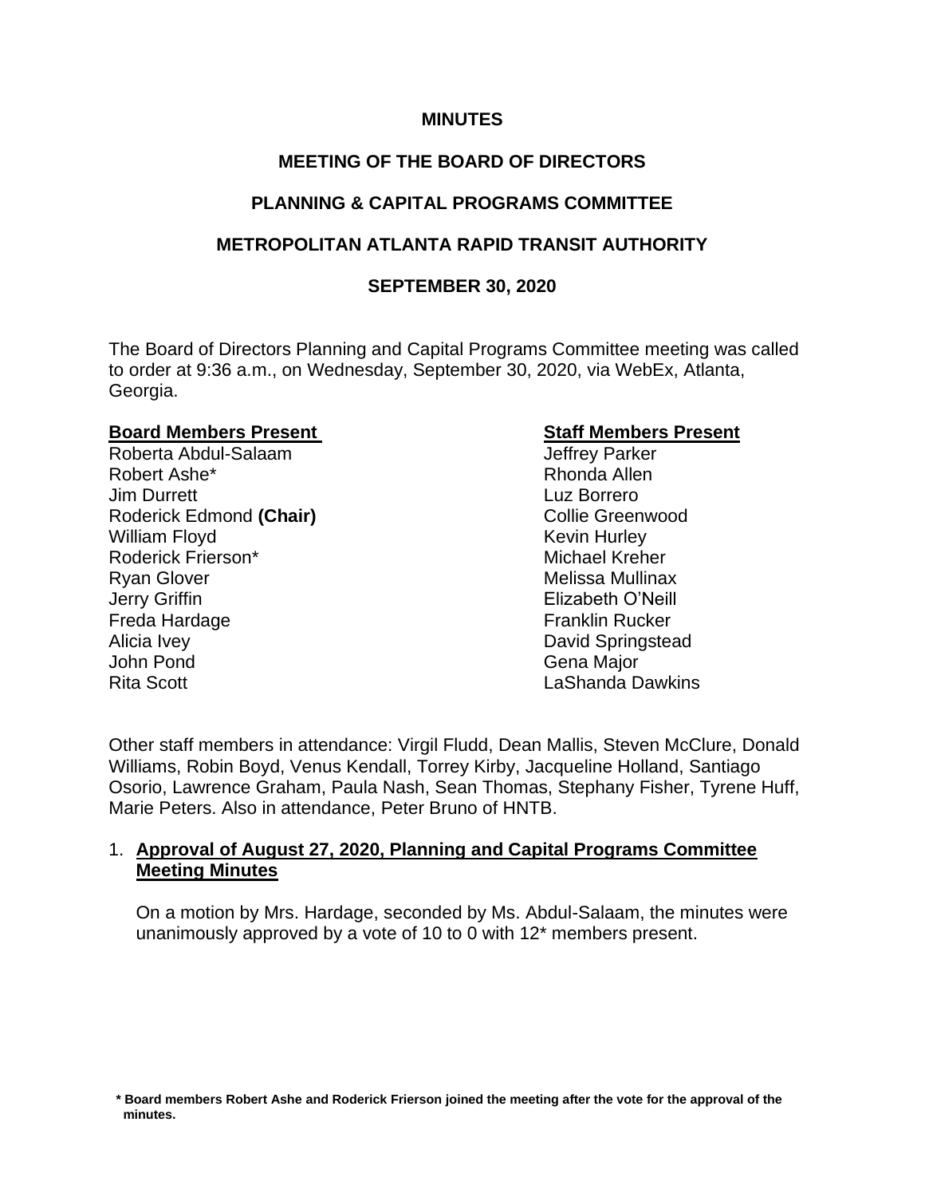**MINUTES**

**MEETING OF THE BOARD OF DIRECTORS**

**PLANNING & CAPITAL PROGRAMS COMMITTEE**

**METROPOLITAN ATLANTA RAPID TRANSIT AUTHORITY**

**SEPTEMBER 30, 2020**

The Board of Directors Planning and Capital Programs Committee meeting was called to order at 9:36 a.m., on Wednesday, September 30, 2020, via WebEx, Atlanta, Georgia.

| **Board Members Present** | **Staff Members Present** |
|---|---|
| Roberta Abdul-Salaam | Jeffrey Parker |
| Robert Ashe* | Rhonda Allen |
| Jim Durrett | Luz Borrero |
| Roderick Edmond **(Chair)** | Collie Greenwood |
| William Floyd | Kevin Hurley |
| Roderick Frierson* | Michael Kreher |
| Ryan Glover | Melissa Mullinax |
| Jerry Griffin | Elizabeth O'Neill |
| Freda Hardage | Franklin Rucker |
| Alicia Ivey | David Springstead |
| John Pond | Gena Major |
| Rita Scott | LaShanda Dawkins |

Other staff members in attendance: Virgil Fludd, Dean Mallis, Steven McClure, Donald Williams, Robin Boyd, Venus Kendall, Torrey Kirby, Jacqueline Holland, Santiago Osorio, Lawrence Graham, Paula Nash, Sean Thomas, Stephany Fisher, Tyrene Huff, Marie Peters. Also in attendance, Peter Bruno of HNTB.

1. **Approval of August 27, 2020, Planning and Capital Programs Committee Meeting Minutes**

   On a motion by Mrs. Hardage, seconded by Ms. Abdul-Salaam, the minutes were unanimously approved by a vote of 10 to 0 with 12* members present.

**\* Board members Robert Ashe and Roderick Frierson joined the meeting after the vote for the approval of the minutes.**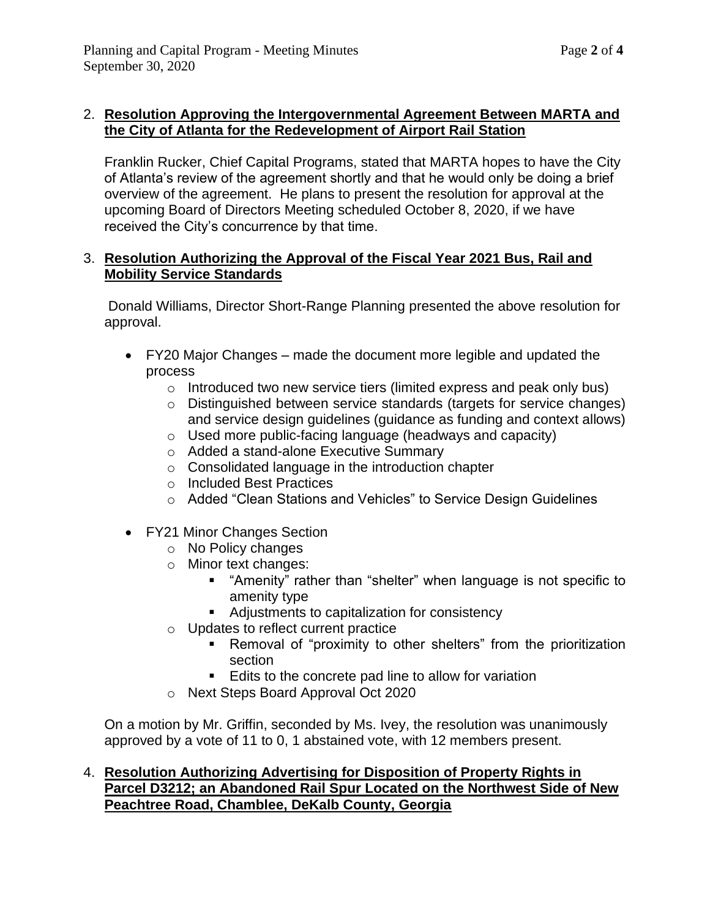2. **Resolution Approving the Intergovernmental Agreement Between MARTA and the City of Atlanta for the Redevelopment of Airport Rail Station**

   Franklin Rucker, Chief Capital Programs, stated that MARTA hopes to have the City of Atlanta's review of the agreement shortly and that he would only be doing a brief overview of the agreement. He plans to present the resolution for approval at the upcoming Board of Directors Meeting scheduled October 8, 2020, if we have received the City's concurrence by that time.

3. **Resolution Authorizing the Approval of the Fiscal Year 2021 Bus, Rail and Mobility Service Standards**

   Donald Williams, Director Short-Range Planning presented the above resolution for approval.

   - FY20 Major Changes – made the document more legible and updated the process
     - Introduced two new service tiers (limited express and peak only bus)
     - Distinguished between service standards (targets for service changes) and service design guidelines (guidance as funding and context allows)
     - Used more public-facing language (headways and capacity)
     - Added a stand-alone Executive Summary
     - Consolidated language in the introduction chapter
     - Included Best Practices
     - Added "Clean Stations and Vehicles" to Service Design Guidelines
   - FY21 Minor Changes Section
     - No Policy changes
     - Minor text changes:
       - "Amenity" rather than "shelter" when language is not specific to amenity type
       - Adjustments to capitalization for consistency
     - Updates to reflect current practice
       - Removal of "proximity to other shelters" from the prioritization section
       - Edits to the concrete pad line to allow for variation
     - Next Steps Board Approval Oct 2020

   On a motion by Mr. Griffin, seconded by Ms. Ivey, the resolution was unanimously approved by a vote of 11 to 0, 1 abstained vote, with 12 members present.

4. **Resolution Authorizing Advertising for Disposition of Property Rights in Parcel D3212; an Abandoned Rail Spur Located on the Northwest Side of New Peachtree Road, Chamblee, DeKalb County, Georgia**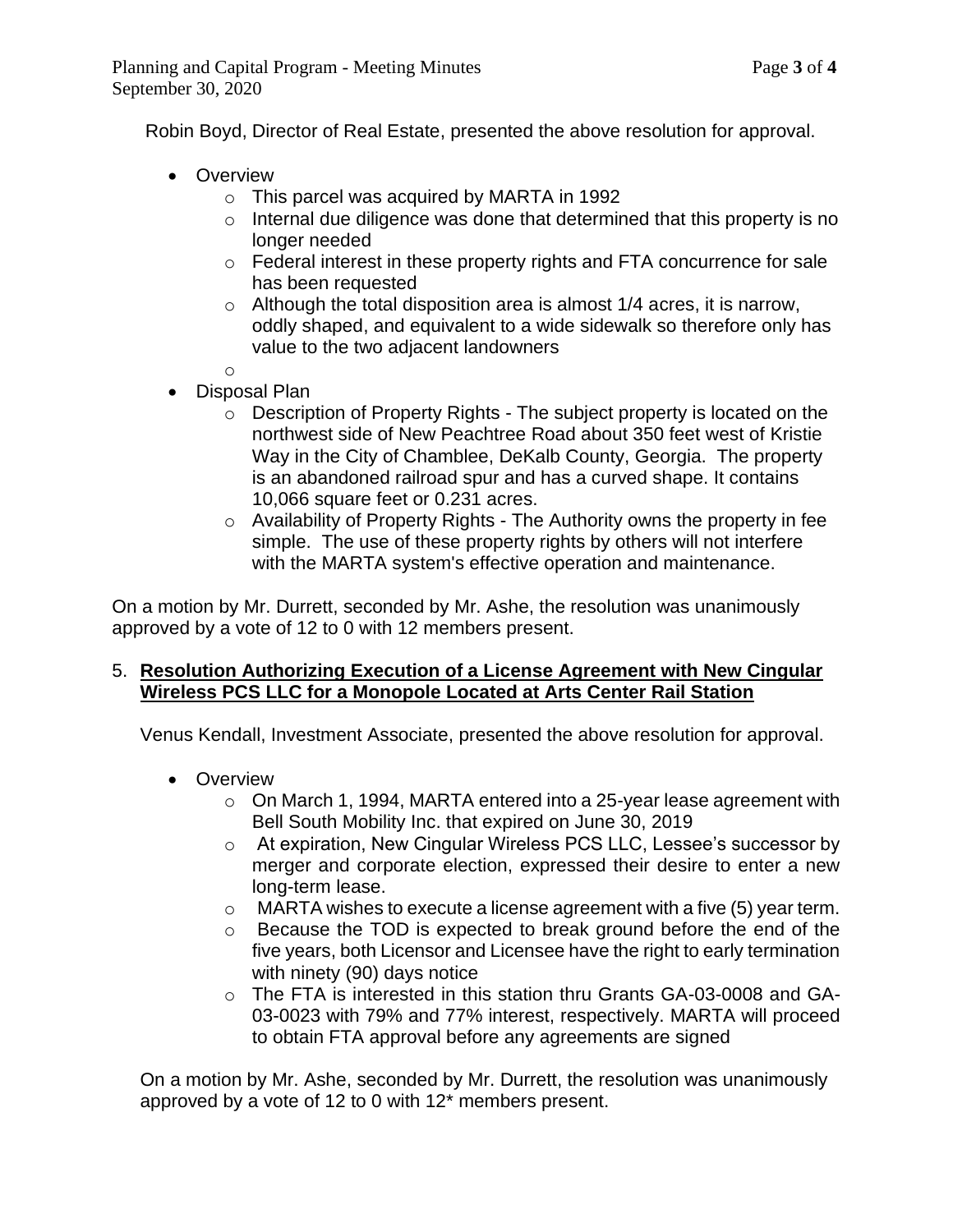Robin Boyd, Director of Real Estate, presented the above resolution for approval.

- Overview
  - This parcel was acquired by MARTA in 1992
  - Internal due diligence was done that determined that this property is no longer needed
  - Federal interest in these property rights and FTA concurrence for sale has been requested
  - Although the total disposition area is almost 1/4 acres, it is narrow, oddly shaped, and equivalent to a wide sidewalk so therefore only has value to the two adjacent landowners
- Disposal Plan
  - Description of Property Rights - The subject property is located on the northwest side of New Peachtree Road about 350 feet west of Kristie Way in the City of Chamblee, DeKalb County, Georgia. The property is an abandoned railroad spur and has a curved shape. It contains 10,066 square feet or 0.231 acres.
  - Availability of Property Rights - The Authority owns the property in fee simple. The use of these property rights by others will not interfere with the MARTA system's effective operation and maintenance.

On a motion by Mr. Durrett, seconded by Mr. Ashe, the resolution was unanimously approved by a vote of 12 to 0 with 12 members present.

5. **Resolution Authorizing Execution of a License Agreement with New Cingular Wireless PCS LLC for a Monopole Located at Arts Center Rail Station**

Venus Kendall, Investment Associate, presented the above resolution for approval.

- Overview
  - On March 1, 1994, MARTA entered into a 25-year lease agreement with Bell South Mobility Inc. that expired on June 30, 2019
  - At expiration, New Cingular Wireless PCS LLC, Lessee's successor by merger and corporate election, expressed their desire to enter a new long-term lease.
  - MARTA wishes to execute a license agreement with a five (5) year term.
  - Because the TOD is expected to break ground before the end of the five years, both Licensor and Licensee have the right to early termination with ninety (90) days notice
  - The FTA is interested in this station thru Grants GA-03-0008 and GA-03-0023 with 79% and 77% interest, respectively. MARTA will proceed to obtain FTA approval before any agreements are signed

On a motion by Mr. Ashe, seconded by Mr. Durrett, the resolution was unanimously approved by a vote of 12 to 0 with 12* members present.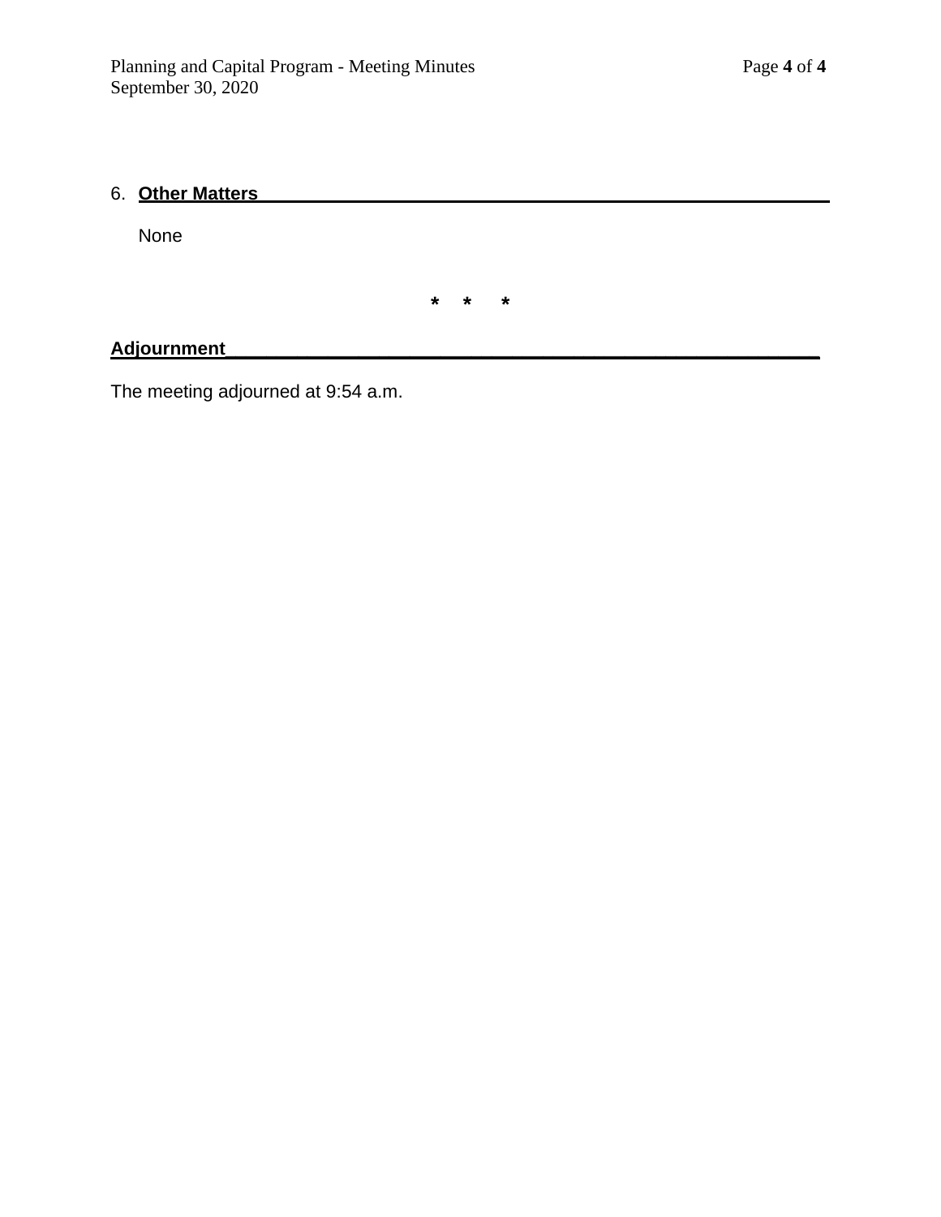6. **Other Matters**

None

\*   \*   \*

**Adjournment**

The meeting adjourned at 9:54 a.m.